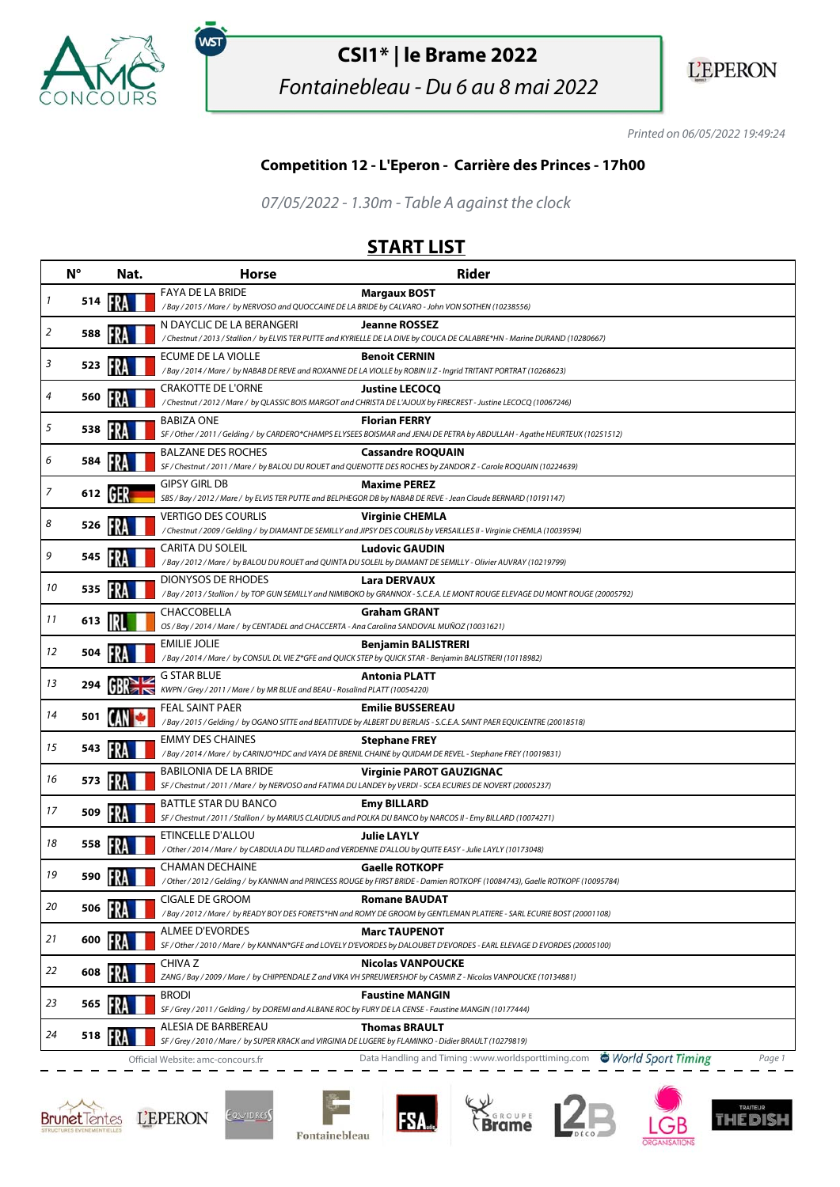# CSI1* | le Brame 2022

*Fontainebleau - Du 6 au 8 mai 2022*

*Printed on 06/05/2022 19:49:24*

## Competition 12 - L'Eperon - Carrière des Princes - 17h00

*07/05/2022 - 1.30m - Table A against the clock*

## START LIST

| | N° | Nat. | Horse | Rider |
|---|---|---|---|---|
| 1 | 514 | FRA | FAYA DE LA BRIDE<br>*/ Bay / 2015 / Mare / by NERVOSO and QUOCCAINE DE LA BRIDE by CALVARO - John VON SOTHEN (10238556)* | **Margaux BOST** |
| 2 | 588 | FRA | N DAYCLIC DE LA BERANGERI<br>*/ Chestnut / 2013 / Stallion / by ELVIS TER PUTTE and KYRIELLE DE LA DIVE by COUCA DE CALABRE*HN - Marine DURAND (10280667)* | **Jeanne ROSSEZ** |
| 3 | 523 | FRA | ECUME DE LA VIOLLE<br>*/ Bay / 2014 / Mare / by NABAB DE REVE and ROXANNE DE LA VIOLLE by ROBIN II Z - Ingrid TRITANT PORTRAT (10268623)* | **Benoit CERNIN** |
| 4 | 560 | FRA | CRAKOTTE DE L'ORNE<br>*/ Chestnut / 2012 / Mare / by QLASSIC BOIS MARGOT and CHRISTA DE L'AJOUX by FIRECREST - Justine LECOCQ (10067246)* | **Justine LECOCQ** |
| 5 | 538 | FRA | BABIZA ONE<br>*SF / Other / 2011 / Gelding / by CARDERO*CHAMPS ELYSEES BOISMAR and JENAI DE PETRA by ABDULLAH - Agathe HEURTEUX (10251512)* | **Florian FERRY** |
| 6 | 584 | FRA | BALZANE DES ROCHES<br>*SF / Chestnut / 2011 / Mare / by BALOU DU ROUET and QUENOTTE DES ROCHES by ZANDOR Z - Carole ROQUAIN (10224639)* | **Cassandre ROQUAIN** |
| 7 | 612 | GER | GIPSY GIRL DB<br>*SBS / Bay / 2012 / Mare / by ELVIS TER PUTTE and BELPHEGOR DB by NABAB DE REVE - Jean Claude BERNARD (10191147)* | **Maxime PEREZ** |
| 8 | 526 | FRA | VERTIGO DES COURLIS<br>*/ Chestnut / 2009 / Gelding / by DIAMANT DE SEMILLY and JIPSY DES COURLIS by VERSAILLES II - Virginie CHEMLA (10039594)* | **Virginie CHEMLA** |
| 9 | 545 | FRA | CARITA DU SOLEIL<br>*/ Bay / 2012 / Mare / by BALOU DU ROUET and QUINTA DU SOLEIL by DIAMANT DE SEMILLY - Olivier AUVRAY (10219799)* | **Ludovic GAUDIN** |
| 10 | 535 | FRA | DIONYSOS DE RHODES<br>*/ Bay / 2013 / Stallion / by TOP GUN SEMILLY and NIMIBOKO by GRANNOX - S.C.E.A. LE MONT ROUGE ELEVAGE DU MONT ROUGE (20005792)* | **Lara DERVAUX** |
| 11 | 613 | IRL | CHACCOBELLA<br>*OS / Bay / 2014 / Mare / by CENTADEL and CHACCERTA - Ana Carolina SANDOVAL MUÑOZ (10031621)* | **Graham GRANT** |
| 12 | 504 | FRA | EMILIE JOLIE<br>*/ Bay / 2014 / Mare / by CONSUL DL VIE Z*GFE and QUICK STEP by QUICK STAR - Benjamin BALISTRERI (10118982)* | **Benjamin BALISTRERI** |
| 13 | 294 | GBR | G STAR BLUE<br>*KWPN / Grey / 2011 / Mare / by MR BLUE and BEAU - Rosalind PLATT (10054220)* | **Antonia PLATT** |
| 14 | 501 | CAN | FEAL SAINT PAER<br>*/ Bay / 2015 / Gelding / by OGANO SITTE and BEATITUDE by ALBERT DU BERLAIS - S.C.E.A. SAINT PAER EQUICENTRE (20018518)* | **Emilie BUSSEREAU** |
| 15 | 543 | FRA | EMMY DES CHAINES<br>*/ Bay / 2014 / Mare / by CARINJO*HDC and VAYA DE BRENIL CHAINE by QUIDAM DE REVEL - Stephane FREY (10019831)* | **Stephane FREY** |
| 16 | 573 | FRA | BABILONIA DE LA BRIDE<br>*SF / Chestnut / 2011 / Mare / by NERVOSO and FATIMA DU LANDEY by VERDI - SCEA ECURIES DE NOVERT (20005237)* | **Virginie PAROT GAUZIGNAC** |
| 17 | 509 | FRA | BATTLE STAR DU BANCO<br>*SF / Chestnut / 2011 / Stallion / by MARIUS CLAUDIUS and POLKA DU BANCO by NARCOS II - Emy BILLARD (10074271)* | **Emy BILLARD** |
| 18 | 558 | FRA | ETINCELLE D'ALLOU<br>*/ Other / 2014 / Mare / by CABDULA DU TILLARD and VERDENNE D'ALLOU by QUITE EASY - Julie LAYLY (10173048)* | **Julie LAYLY** |
| 19 | 590 | FRA | CHAMAN DECHAINE<br>*/ Other / 2012 / Gelding / by KANNAN and PRINCESS ROUGE by FIRST BRIDE - Damien ROTKOPF (10084743), Gaelle ROTKOPF (10095784)* | **Gaelle ROTKOPF** |
| 20 | 506 | FRA | CIGALE DE GROOM<br>*/ Bay / 2012 / Mare / by READY BOY DES FORETS*HN and ROMY DE GROOM by GENTLEMAN PLATIERE - SARL ECURIE BOST (20001108)* | **Romane BAUDAT** |
| 21 | 600 | FRA | ALMEE D'EVORDES<br>*SF / Other / 2010 / Mare / by KANNAN*GFE and LOVELY D'EVORDES by DALOUBET D'EVORDES - EARL ELEVAGE D EVORDES (20005100)* | **Marc TAUPENOT** |
| 22 | 608 | FRA | CHIVA Z<br>*ZANG / Bay / 2009 / Mare / by CHIPPENDALE Z and VIKA VH SPREUWERSHOF by CASMIR Z - Nicolas VANPOUCKE (10134881)* | **Nicolas VANPOUCKE** |
| 23 | 565 | FRA | BRODI<br>*SF / Grey / 2011 / Gelding / by DOREMI and ALBANE ROC by FURY DE LA CENSE - Faustine MANGIN (10177444)* | **Faustine MANGIN** |
| 24 | 518 | FRA | ALESIA DE BARBEREAU<br>*SF / Grey / 2010 / Mare / by SUPER KRACK and VIRGINIA DE LUGERE by FLAMINKO - Didier BRAULT (10279819)* | **Thomas BRAULT** |

Official Website: amc-concours.fr — Data Handling and Timing : www.worldsporttiming.com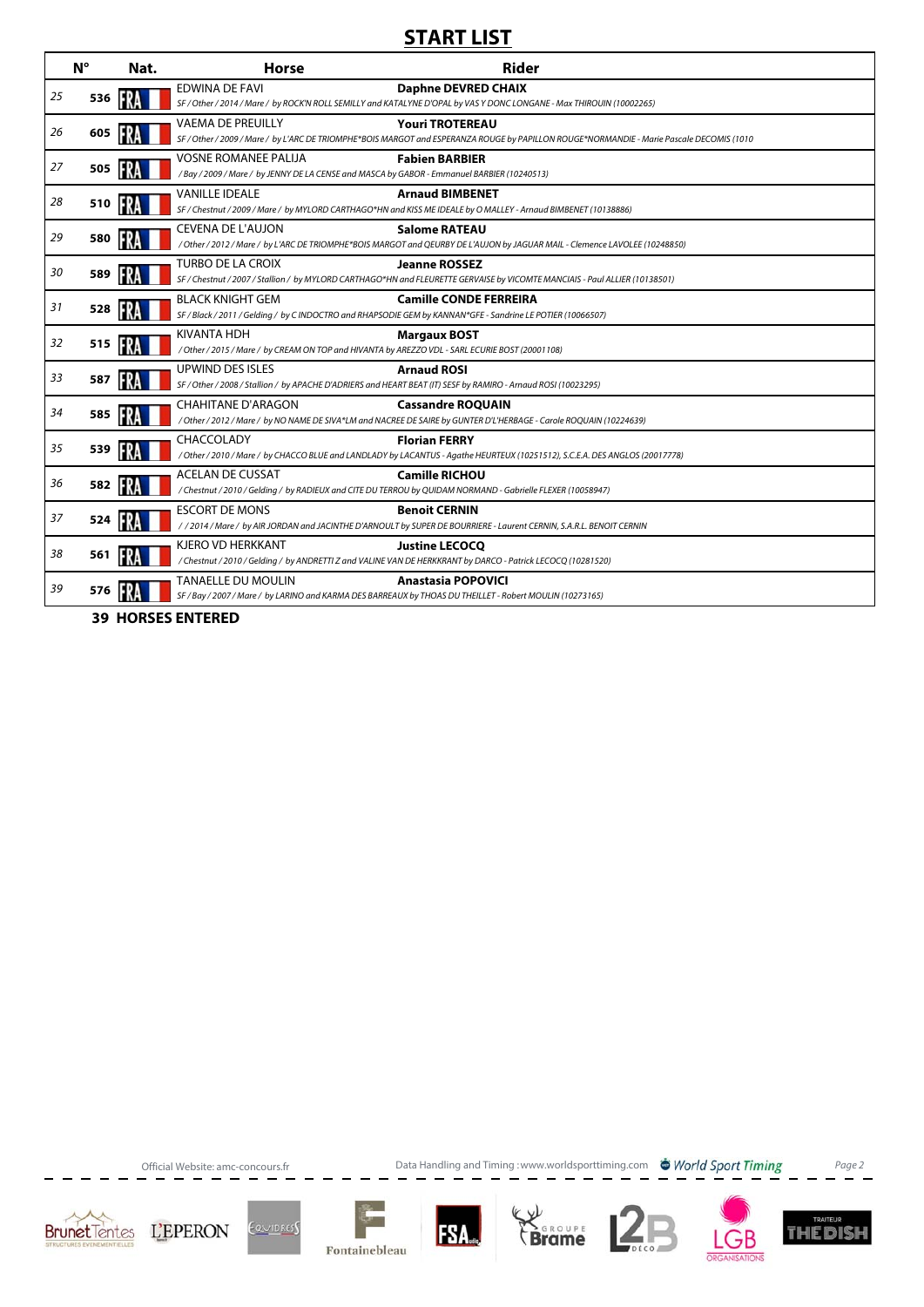# START LIST

| N° | | Nat. | Horse | Rider |
|---|---|---|---|---|
| 25 | 536 | FRA | EDWINA DE FAVI<br>*SF / Other / 2014 / Mare / by ROCK'N ROLL SEMILLY and KATALYNE D'OPAL by VAS Y DONC LONGANE - Max THIROUIN (10002265)* | **Daphne DEVRED CHAIX** |
| 26 | 605 | FRA | VAEMA DE PREUILLY<br>*SF / Other / 2009 / Mare / by L'ARC DE TRIOMPHE*BOIS MARGOT and ESPERANZA ROUGE by PAPILLON ROUGE*NORMANDIE - Marie Pascale DECOMIS (1010* | **Youri TROTEREAU** |
| 27 | 505 | FRA | VOSNE ROMANEE PALIJA<br>*/ Bay / 2009 / Mare / by JENNY DE LA CENSE and MASCA by GABOR - Emmanuel BARBIER (10240513)* | **Fabien BARBIER** |
| 28 | 510 | FRA | VANILLE IDEALE<br>*SF / Chestnut / 2009 / Mare / by MYLORD CARTHAGO*HN and KISS ME IDEALE by O MALLEY - Arnaud BIMBENET (10138886)* | **Arnaud BIMBENET** |
| 29 | 580 | FRA | CEVENA DE L'AUJON<br>*/ Other / 2012 / Mare / by L'ARC DE TRIOMPHE*BOIS MARGOT and QEURBY DE L'AUJON by JAGUAR MAIL - Clemence LAVOLEE (10248850)* | **Salome RATEAU** |
| 30 | 589 | FRA | TURBO DE LA CROIX<br>*SF / Chestnut / 2007 / Stallion / by MYLORD CARTHAGO*HN and FLEURETTE GERVAISE by VICOMTE MANCIAIS - Paul ALLIER (10138501)* | **Jeanne ROSSEZ** |
| 31 | 528 | FRA | BLACK KNIGHT GEM<br>*SF / Black / 2011 / Gelding / by C INDOCTRO and RHAPSODIE GEM by KANNAN*GFE - Sandrine LE POTIER (10066507)* | **Camille CONDE FERREIRA** |
| 32 | 515 | FRA | KIVANTA HDH<br>*/ Other / 2015 / Mare / by CREAM ON TOP and HIVANTA by AREZZO VDL - SARL ECURIE BOST (20001108)* | **Margaux BOST** |
| 33 | 587 | FRA | UPWIND DES ISLES<br>*SF / Other / 2008 / Stallion / by APACHE D'ADRIERS and HEART BEAT (IT) SESF by RAMIRO - Arnaud ROSI (10023295)* | **Arnaud ROSI** |
| 34 | 585 | FRA | CHAHITANE D'ARAGON<br>*/ Other / 2012 / Mare / by NO NAME DE SIVA*LM and NACREE DE SAIRE by GUNTER D'L'HERBAGE - Carole ROQUAIN (10224639)* | **Cassandre ROQUAIN** |
| 35 | 539 | FRA | CHACCOLADY<br>*/ Other / 2010 / Mare / by CHACCO BLUE and LANDLADY by LACANTUS - Agathe HEURTEUX (10251512), S.C.E.A. DES ANGLOS (20017778)* | **Florian FERRY** |
| 36 | 582 | FRA | ACELAN DE CUSSAT<br>*/ Chestnut / 2010 / Gelding / by RADIEUX and CITE DU TERROU by QUIDAM NORMAND - Gabrielle FLEXER (10058947)* | **Camille RICHOU** |
| 37 | 524 | FRA | ESCORT DE MONS<br>*/ / 2014 / Mare / by AIR JORDAN and JACINTHE D'ARNOULT by SUPER DE BOURRIERE - Laurent CERNIN, S.A.R.L. BENOIT CERNIN* | **Benoit CERNIN** |
| 38 | 561 | FRA | KJERO VD HERKKANT<br>*/ Chestnut / 2010 / Gelding / by ANDRETTI Z and VALINE VAN DE HERKKRANT by DARCO - Patrick LECOCQ (10281520)* | **Justine LECOCQ** |
| 39 | 576 | FRA | TANAELLE DU MOULIN<br>*SF / Bay / 2007 / Mare / by LARINO and KARMA DES BARREAUX by THOAS DU THEILLET - Robert MOULIN (10273165)* | **Anastasia POPOVICI** |

**39 HORSES ENTERED**

Official Website: amc-concours.fr    Data Handling and Timing : www.worldsporttiming.com    World Sport Timing